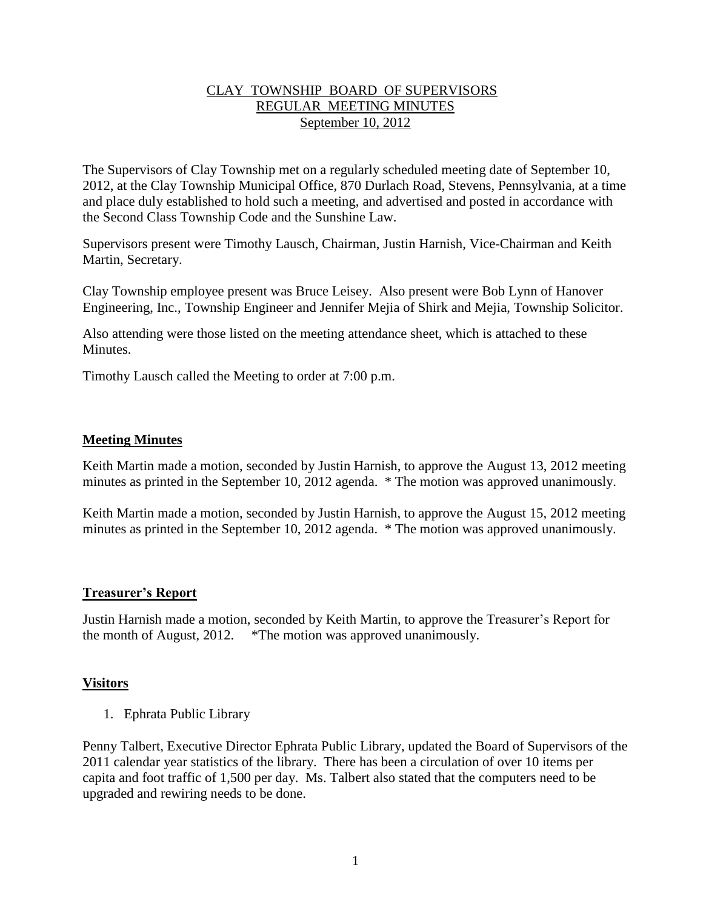# CLAY TOWNSHIP BOARD OF SUPERVISORS
# REGULAR MEETING MINUTES
## September 10, 2012

The Supervisors of Clay Township met on a regularly scheduled meeting date of September 10, 2012, at the Clay Township Municipal Office, 870 Durlach Road, Stevens, Pennsylvania, at a time and place duly established to hold such a meeting, and advertised and posted in accordance with the Second Class Township Code and the Sunshine Law.

Supervisors present were Timothy Lausch, Chairman, Justin Harnish, Vice-Chairman and Keith Martin, Secretary.

Clay Township employee present was Bruce Leisey. Also present were Bob Lynn of Hanover Engineering, Inc., Township Engineer and Jennifer Mejia of Shirk and Mejia, Township Solicitor.

Also attending were those listed on the meeting attendance sheet, which is attached to these Minutes.

Timothy Lausch called the Meeting to order at 7:00 p.m.

### Meeting Minutes

Keith Martin made a motion, seconded by Justin Harnish, to approve the August 13, 2012 meeting minutes as printed in the September 10, 2012 agenda. * The motion was approved unanimously.

Keith Martin made a motion, seconded by Justin Harnish, to approve the August 15, 2012 meeting minutes as printed in the September 10, 2012 agenda. * The motion was approved unanimously.

### Treasurer's Report

Justin Harnish made a motion, seconded by Keith Martin, to approve the Treasurer's Report for the month of August, 2012. *The motion was approved unanimously.

### Visitors

1. Ephrata Public Library

Penny Talbert, Executive Director Ephrata Public Library, updated the Board of Supervisors of the 2011 calendar year statistics of the library. There has been a circulation of over 10 items per capita and foot traffic of 1,500 per day. Ms. Talbert also stated that the computers need to be upgraded and rewiring needs to be done.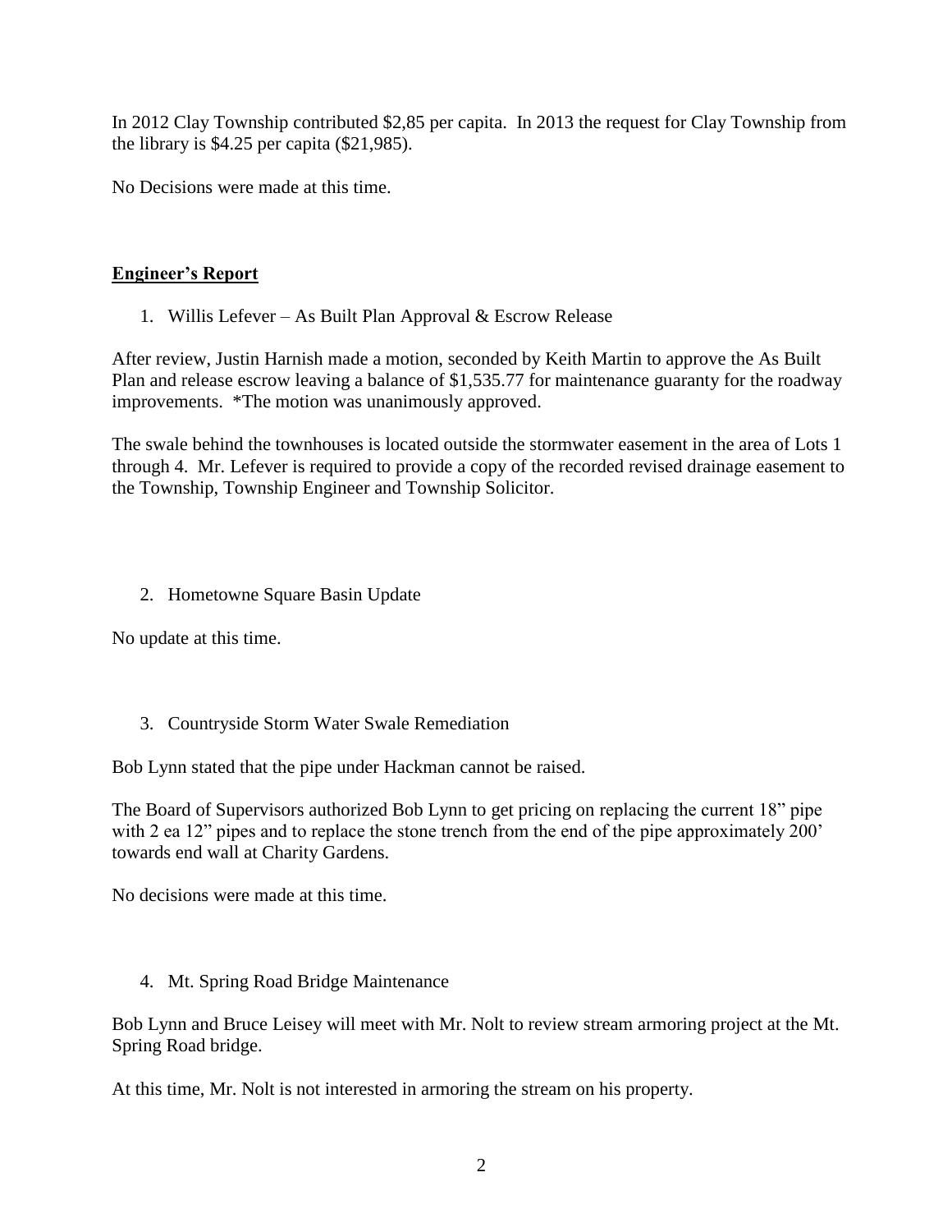In 2012 Clay Township contributed $2,85 per capita. In 2013 the request for Clay Township from the library is $4.25 per capita ($21,985).

No Decisions were made at this time.

## **Engineer's Report**

1. Willis Lefever – As Built Plan Approval & Escrow Release

After review, Justin Harnish made a motion, seconded by Keith Martin to approve the As Built Plan and release escrow leaving a balance of $1,535.77 for maintenance guaranty for the roadway improvements. *The motion was unanimously approved.

The swale behind the townhouses is located outside the stormwater easement in the area of Lots 1 through 4. Mr. Lefever is required to provide a copy of the recorded revised drainage easement to the Township, Township Engineer and Township Solicitor.

2. Hometowne Square Basin Update

No update at this time.

3. Countryside Storm Water Swale Remediation

Bob Lynn stated that the pipe under Hackman cannot be raised.

The Board of Supervisors authorized Bob Lynn to get pricing on replacing the current 18" pipe with 2 ea 12" pipes and to replace the stone trench from the end of the pipe approximately 200' towards end wall at Charity Gardens.

No decisions were made at this time.

4. Mt. Spring Road Bridge Maintenance

Bob Lynn and Bruce Leisey will meet with Mr. Nolt to review stream armoring project at the Mt. Spring Road bridge.

At this time, Mr. Nolt is not interested in armoring the stream on his property.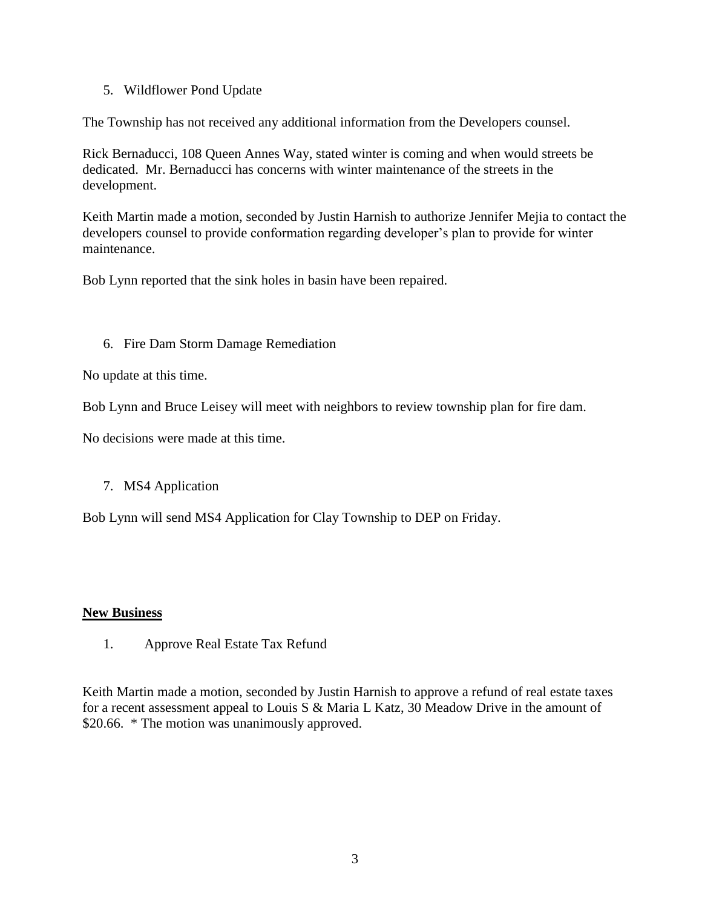5. Wildflower Pond Update

The Township has not received any additional information from the Developers counsel.

Rick Bernaducci, 108 Queen Annes Way, stated winter is coming and when would streets be dedicated. Mr. Bernaducci has concerns with winter maintenance of the streets in the development.

Keith Martin made a motion, seconded by Justin Harnish to authorize Jennifer Mejia to contact the developers counsel to provide conformation regarding developer's plan to provide for winter maintenance.

Bob Lynn reported that the sink holes in basin have been repaired.

6. Fire Dam Storm Damage Remediation

No update at this time.

Bob Lynn and Bruce Leisey will meet with neighbors to review township plan for fire dam.

No decisions were made at this time.

7. MS4 Application

Bob Lynn will send MS4 Application for Clay Township to DEP on Friday.

## **New Business**

1. Approve Real Estate Tax Refund

Keith Martin made a motion, seconded by Justin Harnish to approve a refund of real estate taxes for a recent assessment appeal to Louis S & Maria L Katz, 30 Meadow Drive in the amount of $20.66. * The motion was unanimously approved.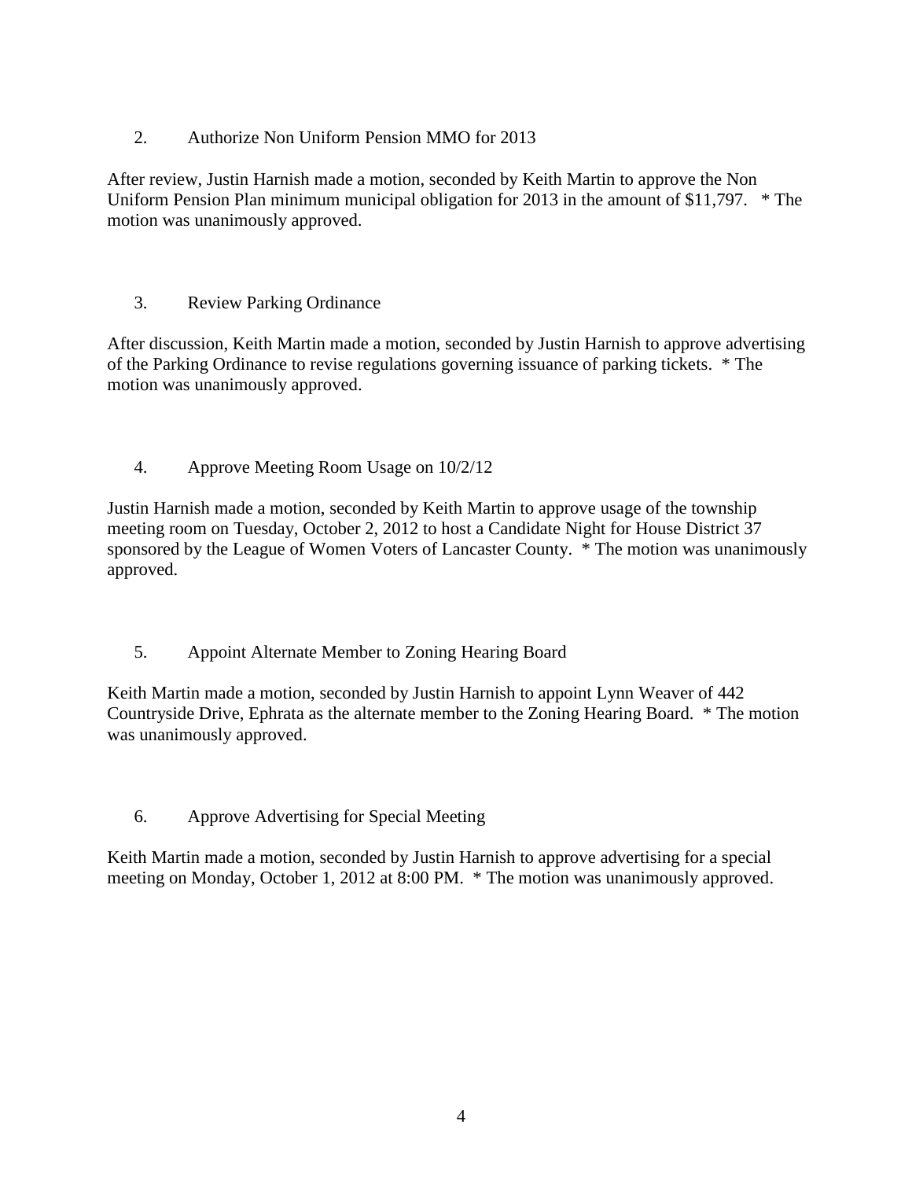2. Authorize Non Uniform Pension MMO for 2013

After review, Justin Harnish made a motion, seconded by Keith Martin to approve the Non Uniform Pension Plan minimum municipal obligation for 2013 in the amount of $11,797. * The motion was unanimously approved.

3. Review Parking Ordinance

After discussion, Keith Martin made a motion, seconded by Justin Harnish to approve advertising of the Parking Ordinance to revise regulations governing issuance of parking tickets. * The motion was unanimously approved.

4. Approve Meeting Room Usage on 10/2/12

Justin Harnish made a motion, seconded by Keith Martin to approve usage of the township meeting room on Tuesday, October 2, 2012 to host a Candidate Night for House District 37 sponsored by the League of Women Voters of Lancaster County. * The motion was unanimously approved.

5. Appoint Alternate Member to Zoning Hearing Board

Keith Martin made a motion, seconded by Justin Harnish to appoint Lynn Weaver of 442 Countryside Drive, Ephrata as the alternate member to the Zoning Hearing Board. * The motion was unanimously approved.

6. Approve Advertising for Special Meeting

Keith Martin made a motion, seconded by Justin Harnish to approve advertising for a special meeting on Monday, October 1, 2012 at 8:00 PM. * The motion was unanimously approved.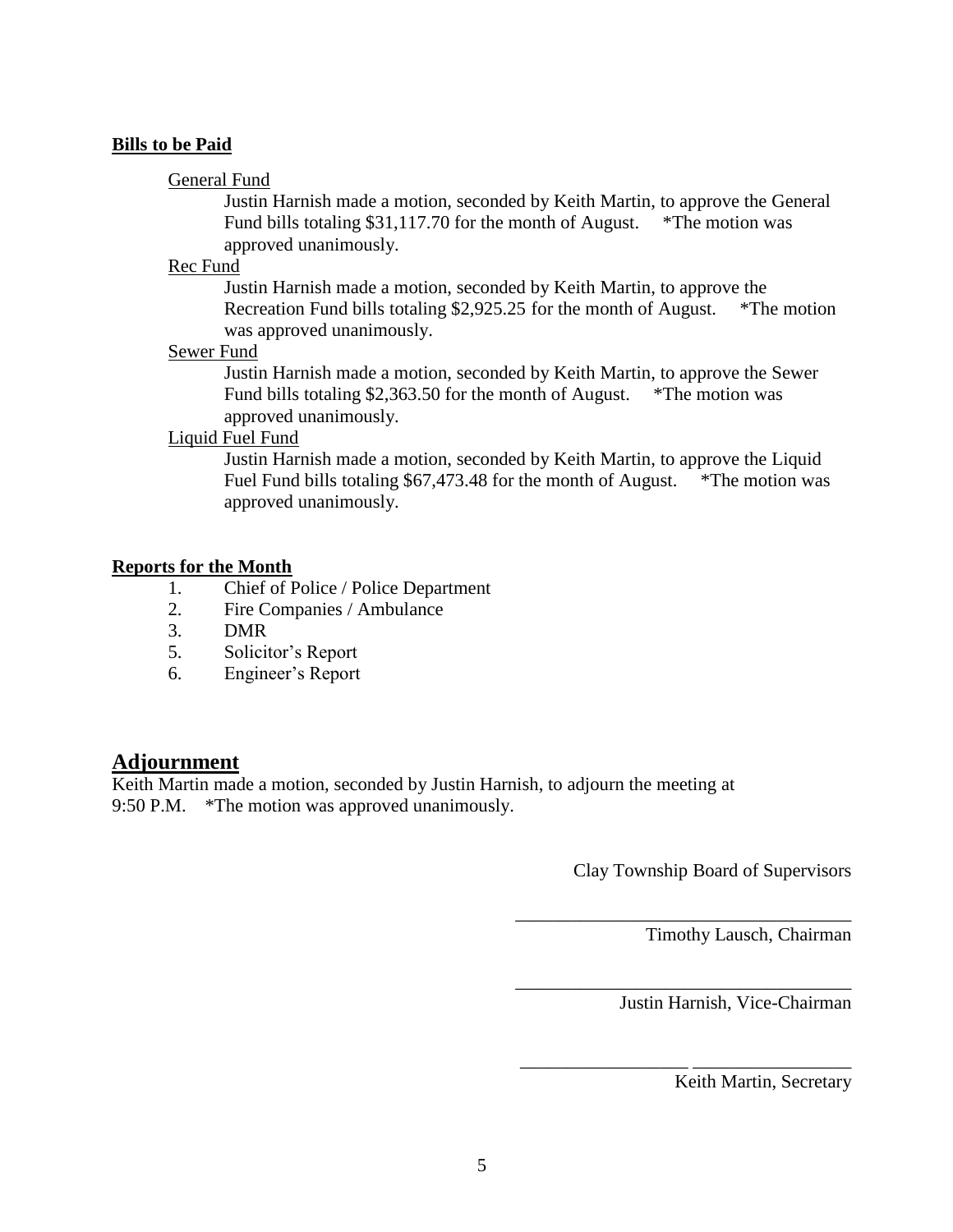**Bills to be Paid**

General Fund

Justin Harnish made a motion, seconded by Keith Martin, to approve the General Fund bills totaling $31,117.70 for the month of August. *The motion was approved unanimously.

Rec Fund

Justin Harnish made a motion, seconded by Keith Martin, to approve the Recreation Fund bills totaling $2,925.25 for the month of August. *The motion was approved unanimously.

Sewer Fund

Justin Harnish made a motion, seconded by Keith Martin, to approve the Sewer Fund bills totaling $2,363.50 for the month of August. *The motion was approved unanimously.

Liquid Fuel Fund

Justin Harnish made a motion, seconded by Keith Martin, to approve the Liquid Fuel Fund bills totaling $67,473.48 for the month of August. *The motion was approved unanimously.

**Reports for the Month**

1. Chief of Police / Police Department
2. Fire Companies / Ambulance
3. DMR
5. Solicitor's Report
6. Engineer's Report

## Adjournment

Keith Martin made a motion, seconded by Justin Harnish, to adjourn the meeting at 9:50 P.M. *The motion was approved unanimously.

Clay Township Board of Supervisors

_____________________________________
Timothy Lausch, Chairman

_____________________________________
Justin Harnish, Vice-Chairman

__________________ ________________
Keith Martin, Secretary